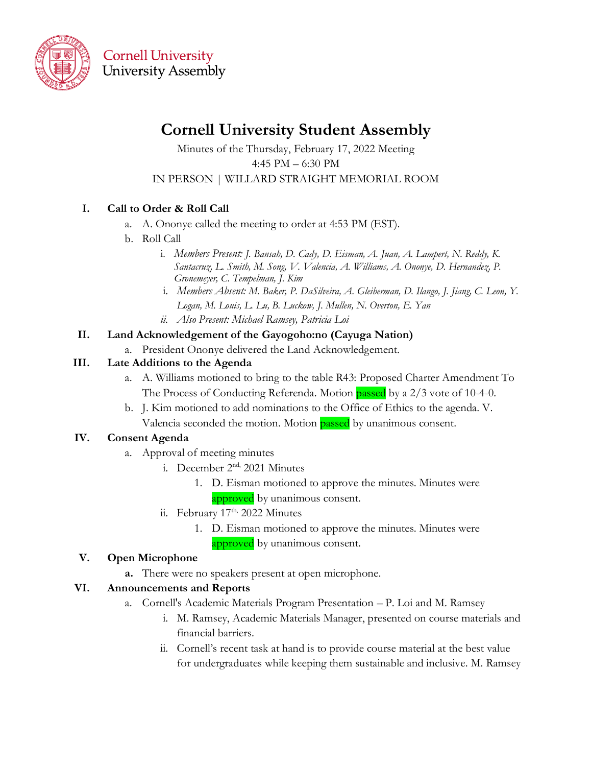Cornell University
University Assembly

# Cornell University Student Assembly

Minutes of the Thursday, February 17, 2022 Meeting
4:45 PM – 6:30 PM
IN PERSON | WILLARD STRAIGHT MEMORIAL ROOM

## I. Call to Order & Roll Call

a. A. Ononye called the meeting to order at 4:53 PM (EST).

b. Roll Call

i. *Members Present: J. Bansah, D. Cady, D. Eisman, A. Juan, A. Lampert, N. Reddy, K. Santacruz, L. Smith, M. Song, V. Valencia, A. Williams, A. Ononye, D. Hernandez, P. Gronemeyer, C. Tempelman, J. Kim*

i. *Members Absent: M. Baker, P. DaSilveira, A. Gleiberman, D. Ilango, J. Jiang, C. Leon, Y. Logan, M. Louis, L. Lu, B. Luckow, J. Mullen, N. Overton, E. Yan*

ii. *Also Present: Michael Ramsey, Patricia Loi*

## II. Land Acknowledgement of the Gayogoho:no (Cayuga Nation)

a. President Ononye delivered the Land Acknowledgement.

## III. Late Additions to the Agenda

a. A. Williams motioned to bring to the table R43: Proposed Charter Amendment To The Process of Conducting Referenda. Motion passed by a 2/3 vote of 10-4-0.

b. J. Kim motioned to add nominations to the Office of Ethics to the agenda. V. Valencia seconded the motion. Motion passed by unanimous consent.

## IV. Consent Agenda

a. Approval of meeting minutes

i. December 2nd, 2021 Minutes

1. D. Eisman motioned to approve the minutes. Minutes were approved by unanimous consent.

ii. February 17th, 2022 Minutes

1. D. Eisman motioned to approve the minutes. Minutes were approved by unanimous consent.

## V. Open Microphone

**a.** There were no speakers present at open microphone.

## VI. Announcements and Reports

a. Cornell's Academic Materials Program Presentation – P. Loi and M. Ramsey

i. M. Ramsey, Academic Materials Manager, presented on course materials and financial barriers.

ii. Cornell's recent task at hand is to provide course material at the best value for undergraduates while keeping them sustainable and inclusive. M. Ramsey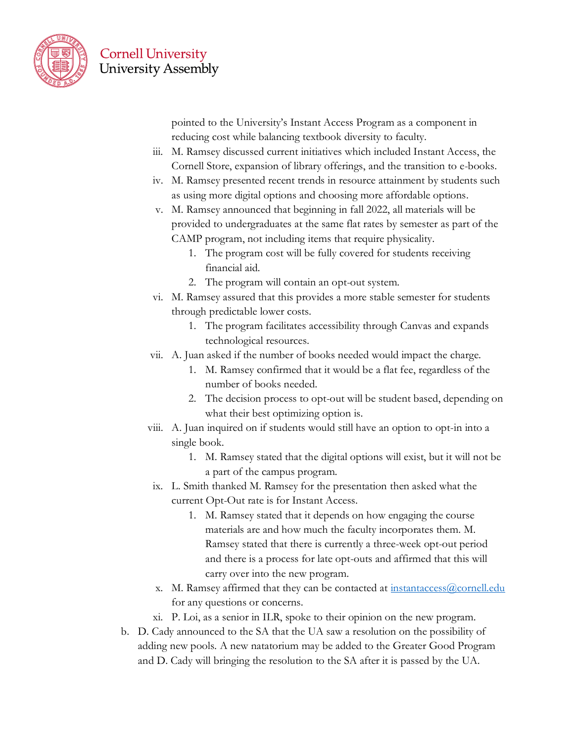pointed to the University's Instant Access Program as a component in reducing cost while balancing textbook diversity to faculty.

iii. M. Ramsey discussed current initiatives which included Instant Access, the Cornell Store, expansion of library offerings, and the transition to e-books.

iv. M. Ramsey presented recent trends in resource attainment by students such as using more digital options and choosing more affordable options.

v. M. Ramsey announced that beginning in fall 2022, all materials will be provided to undergraduates at the same flat rates by semester as part of the CAMP program, not including items that require physicality.
   1. The program cost will be fully covered for students receiving financial aid.
   2. The program will contain an opt-out system.

vi. M. Ramsey assured that this provides a more stable semester for students through predictable lower costs.
   1. The program facilitates accessibility through Canvas and expands technological resources.

vii. A. Juan asked if the number of books needed would impact the charge.
   1. M. Ramsey confirmed that it would be a flat fee, regardless of the number of books needed.
   2. The decision process to opt-out will be student based, depending on what their best optimizing option is.

viii. A. Juan inquired on if students would still have an option to opt-in into a single book.
   1. M. Ramsey stated that the digital options will exist, but it will not be a part of the campus program.

ix. L. Smith thanked M. Ramsey for the presentation then asked what the current Opt-Out rate is for Instant Access.
   1. M. Ramsey stated that it depends on how engaging the course materials are and how much the faculty incorporates them. M. Ramsey stated that there is currently a three-week opt-out period and there is a process for late opt-outs and affirmed that this will carry over into the new program.

x. M. Ramsey affirmed that they can be contacted at [instantaccess@cornell.edu](mailto:instantaccess@cornell.edu) for any questions or concerns.

xi. P. Loi, as a senior in ILR, spoke to their opinion on the new program.

b. D. Cady announced to the SA that the UA saw a resolution on the possibility of adding new pools. A new natatorium may be added to the Greater Good Program and D. Cady will bringing the resolution to the SA after it is passed by the UA.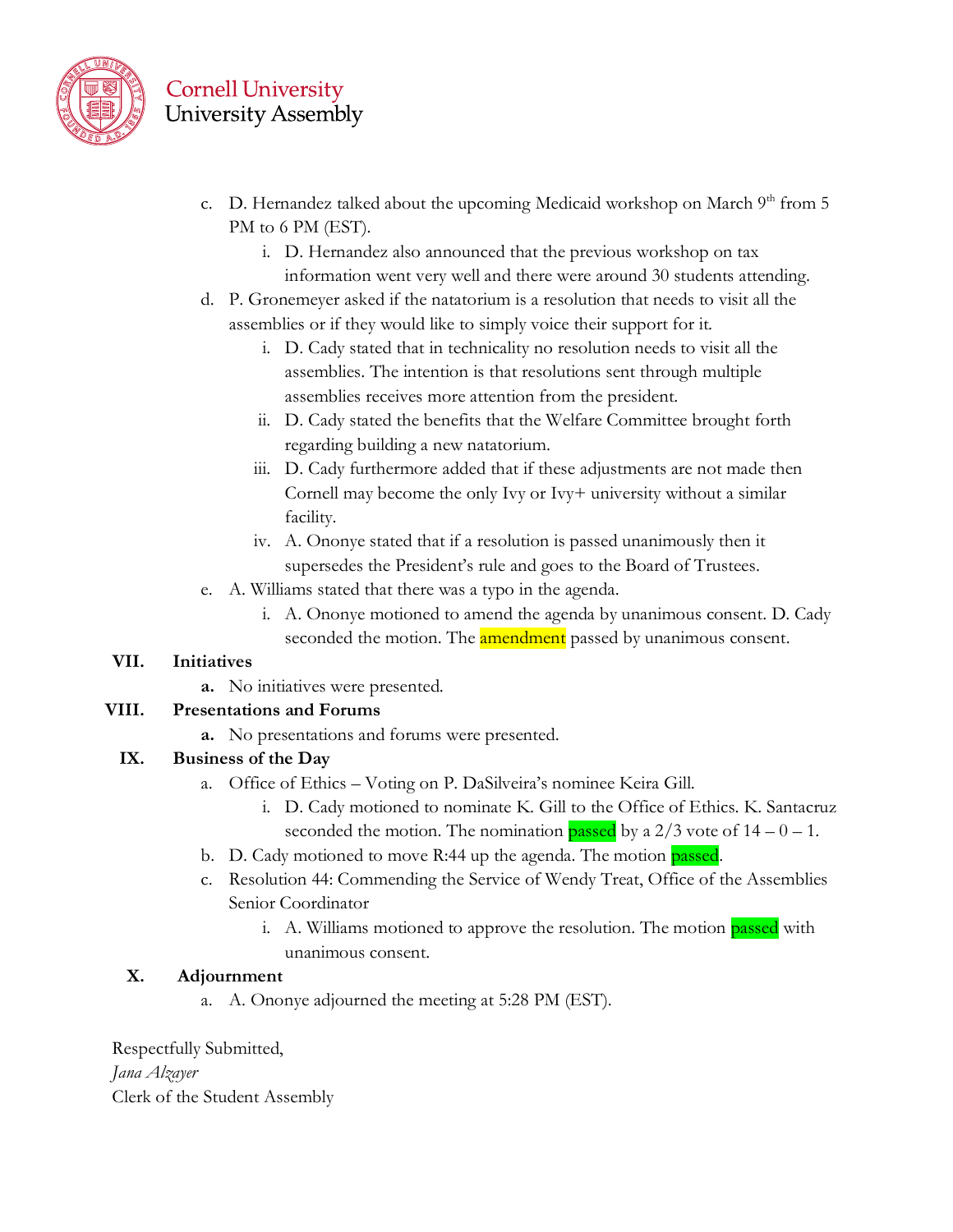c. D. Hernandez talked about the upcoming Medicaid workshop on March 9th from 5 PM to 6 PM (EST).
   i. D. Hernandez also announced that the previous workshop on tax information went very well and there were around 30 students attending.

d. P. Gronemeyer asked if the natatorium is a resolution that needs to visit all the assemblies or if they would like to simply voice their support for it.
   i. D. Cady stated that in technicality no resolution needs to visit all the assemblies. The intention is that resolutions sent through multiple assemblies receives more attention from the president.
   ii. D. Cady stated the benefits that the Welfare Committee brought forth regarding building a new natatorium.
   iii. D. Cady furthermore added that if these adjustments are not made then Cornell may become the only Ivy or Ivy+ university without a similar facility.
   iv. A. Ononye stated that if a resolution is passed unanimously then it supersedes the President's rule and goes to the Board of Trustees.

e. A. Williams stated that there was a typo in the agenda.
   i. A. Ononye motioned to amend the agenda by unanimous consent. D. Cady seconded the motion. The amendment passed by unanimous consent.

**VII. Initiatives**

**a.** No initiatives were presented.

**VIII. Presentations and Forums**

**a.** No presentations and forums were presented.

**IX. Business of the Day**

a. Office of Ethics – Voting on P. DaSilveira's nominee Keira Gill.
   i. D. Cady motioned to nominate K. Gill to the Office of Ethics. K. Santacruz seconded the motion. The nomination passed by a 2/3 vote of 14 – 0 – 1.

b. D. Cady motioned to move R:44 up the agenda. The motion passed.

c. Resolution 44: Commending the Service of Wendy Treat, Office of the Assemblies Senior Coordinator
   i. A. Williams motioned to approve the resolution. The motion passed with unanimous consent.

**X. Adjournment**

a. A. Ononye adjourned the meeting at 5:28 PM (EST).

Respectfully Submitted,
*Jana Alzayer*
Clerk of the Student Assembly